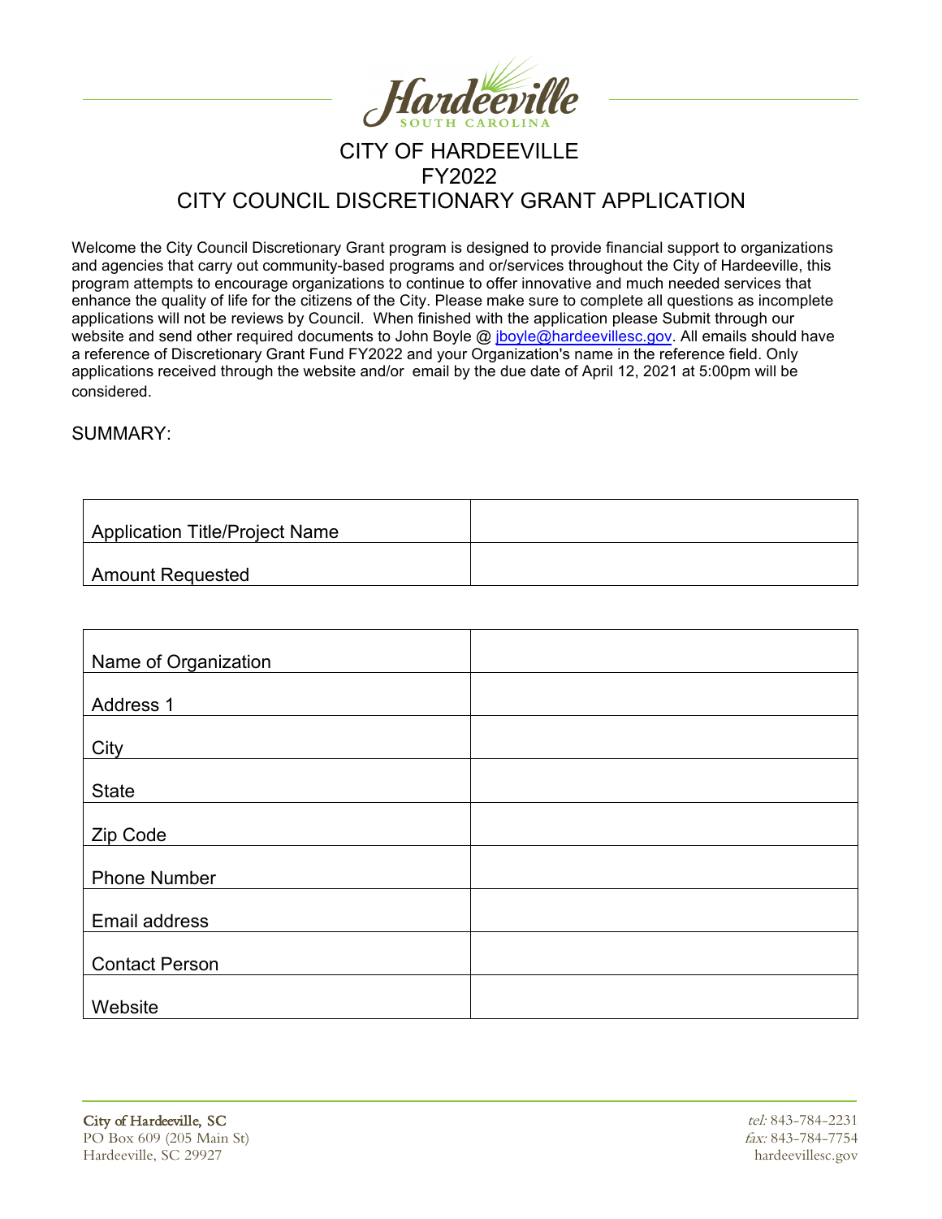Hardeeville
SOUTH CAROLINA

# CITY OF HARDEEVILLE
# FY2022
# CITY COUNCIL DISCRETIONARY GRANT APPLICATION

Welcome the City Council Discretionary Grant program is designed to provide financial support to organizations and agencies that carry out community-based programs and or/services throughout the City of Hardeeville, this program attempts to encourage organizations to continue to offer innovative and much needed services that enhance the quality of life for the citizens of the City. Please make sure to complete all questions as incomplete applications will not be reviews by Council. When finished with the application please Submit through our website and send other required documents to John Boyle @ jboyle@hardeevillesc.gov. All emails should have a reference of Discretionary Grant Fund FY2022 and your Organization's name in the reference field. Only applications received through the website and/or email by the due date of April 12, 2021 at 5:00pm will be considered.

SUMMARY:

| Application Title/Project Name | |
|---|---|
| Amount Requested | |

| Name of Organization | |
|---|---|
| Address 1 | |
| City | |
| State | |
| Zip Code | |
| Phone Number | |
| Email address | |
| Contact Person | |
| Website | |

City of Hardeeville, SC
PO Box 609 (205 Main St)
Hardeeville, SC 29927

tel: 843-784-2231
fax: 843-784-7754
hardeevillesc.gov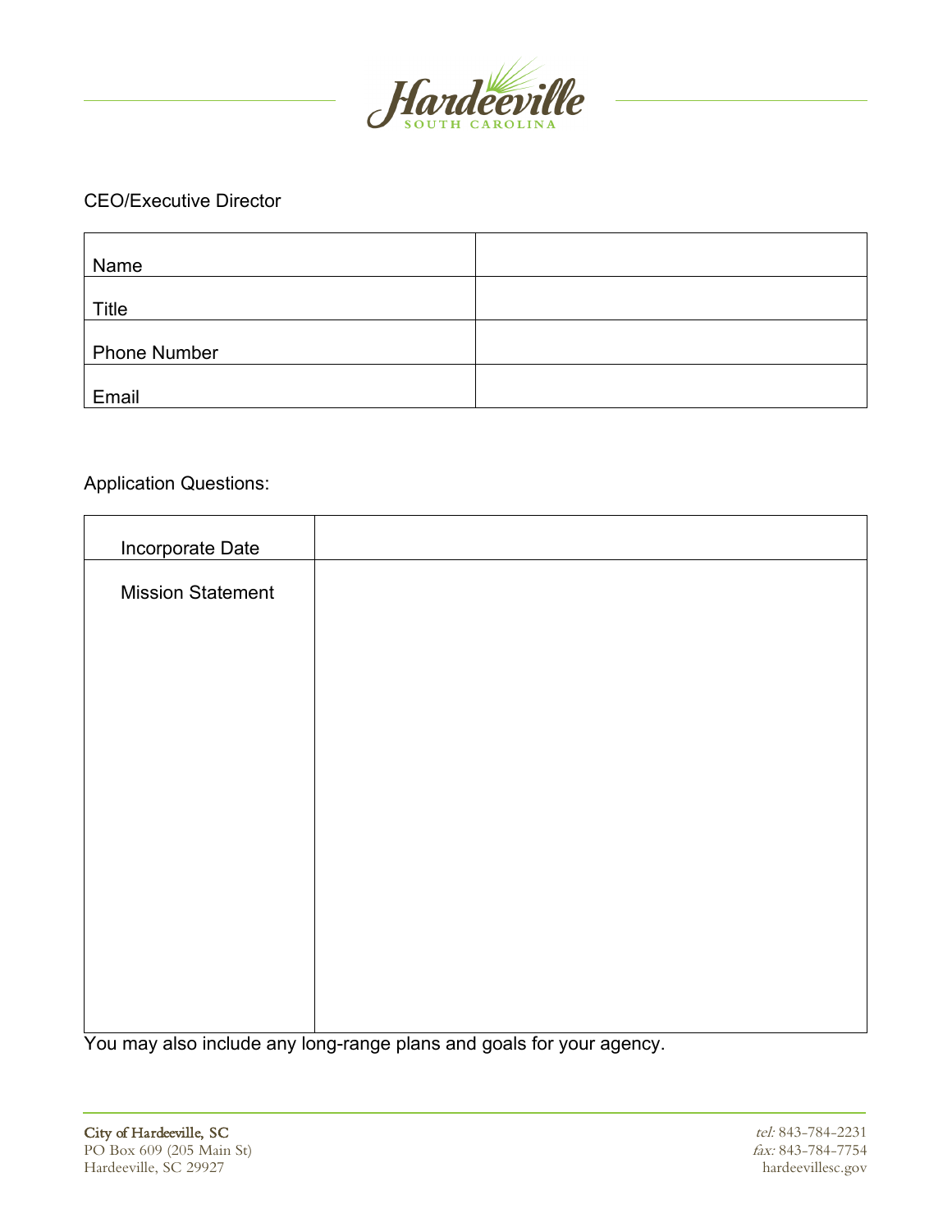CEO/Executive Director

| Name | |
|---|---|
| Title | |
| Phone Number | |
| Email | |

Application Questions:

| Incorporate Date | |
|---|---|
| Mission Statement | |

You may also include any long-range plans and goals for your agency.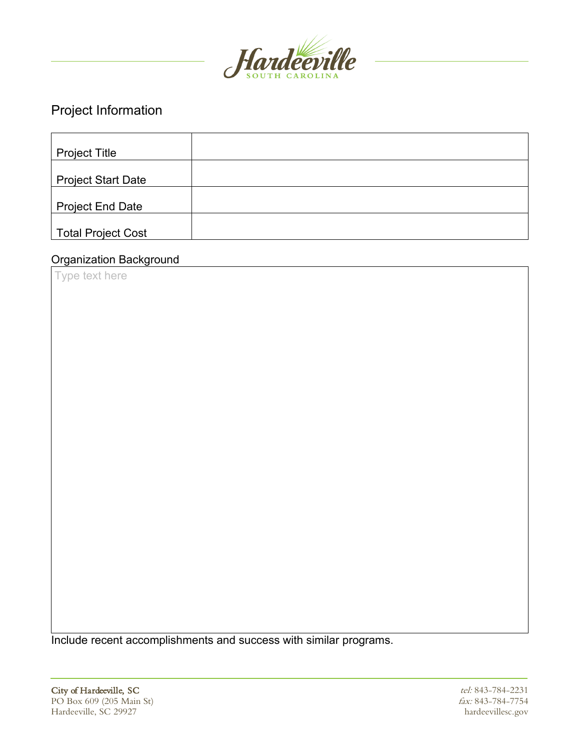## Project Information

| Project Title | |
|---|---|
| Project Start Date | |
| Project End Date | |
| Total Project Cost | |

Organization Background

| Type text here |
|---|

Include recent accomplishments and success with similar programs.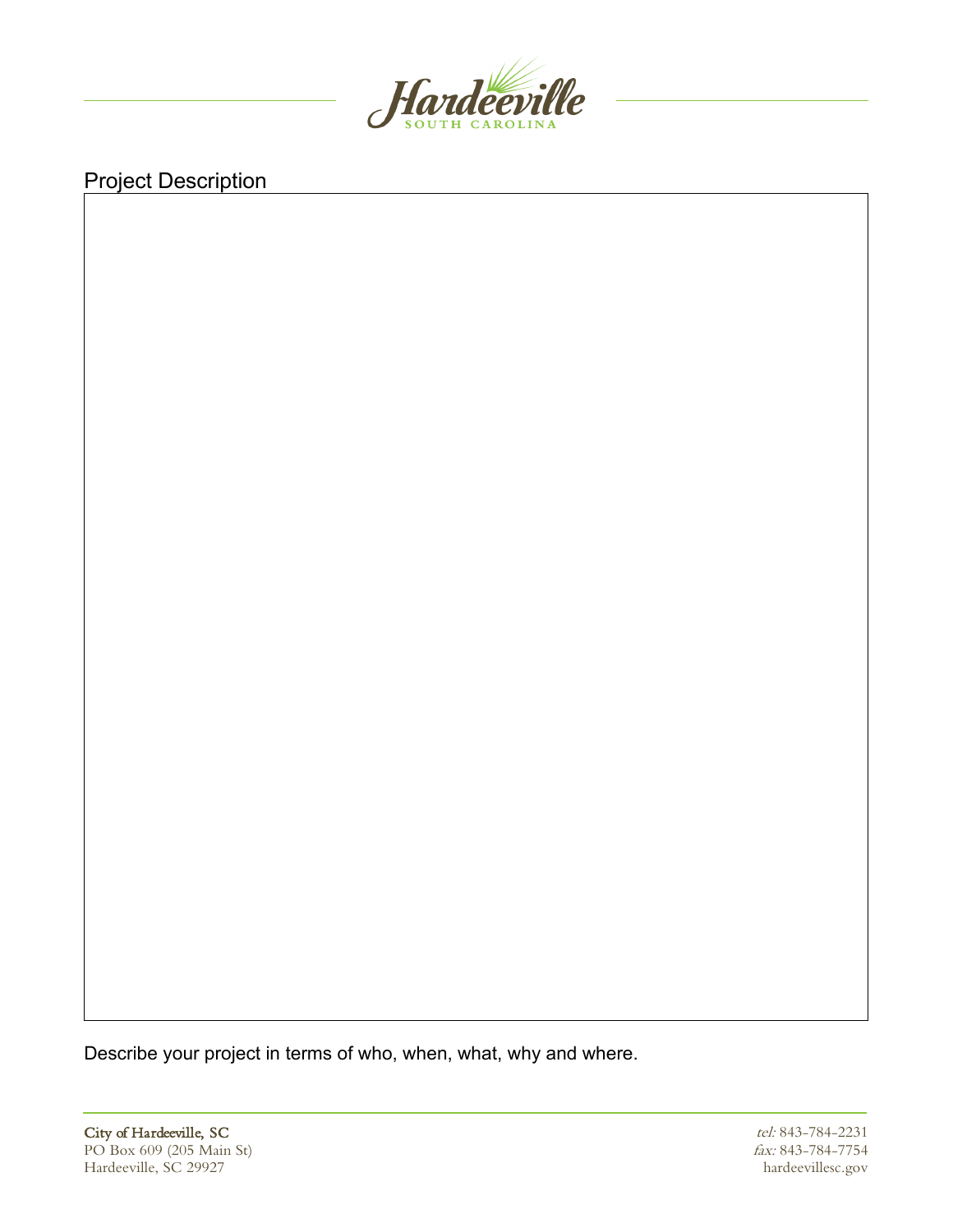## Project Description

Describe your project in terms of who, when, what, why and where.

City of Hardeeville, SC
PO Box 609 (205 Main St)
Hardeeville, SC 29927

*tel:* 843-784-2231
*fax:* 843-784-7754
hardeevillesc.gov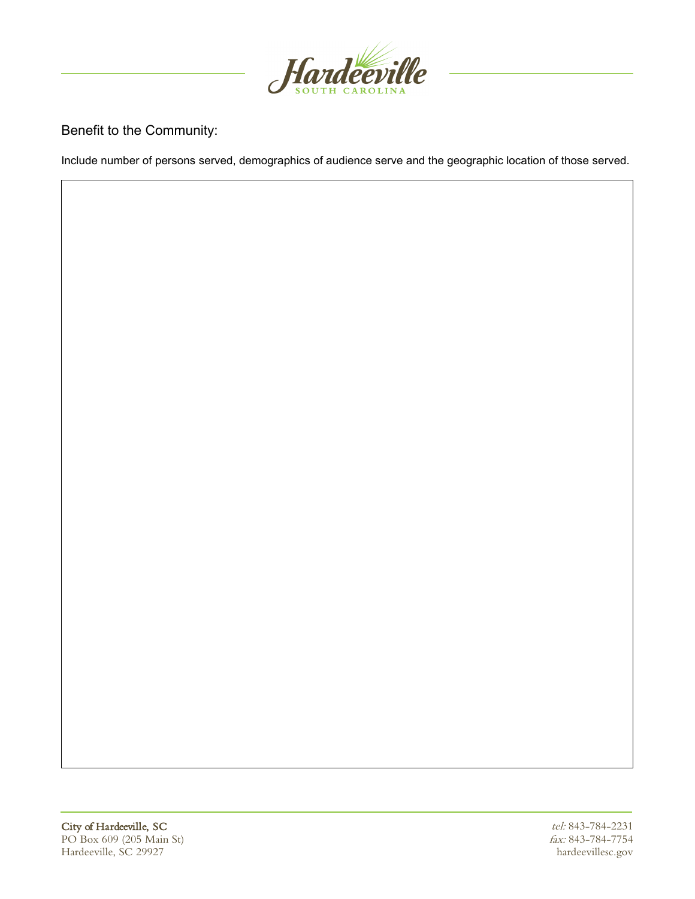## Benefit to the Community:

Include number of persons served, demographics of audience serve and the geographic location of those served.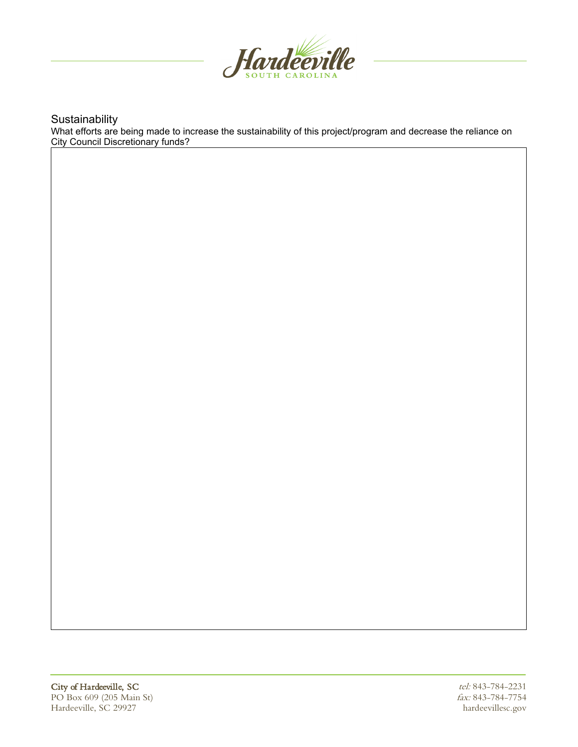## Sustainability

What efforts are being made to increase the sustainability of this project/program and decrease the reliance on City Council Discretionary funds?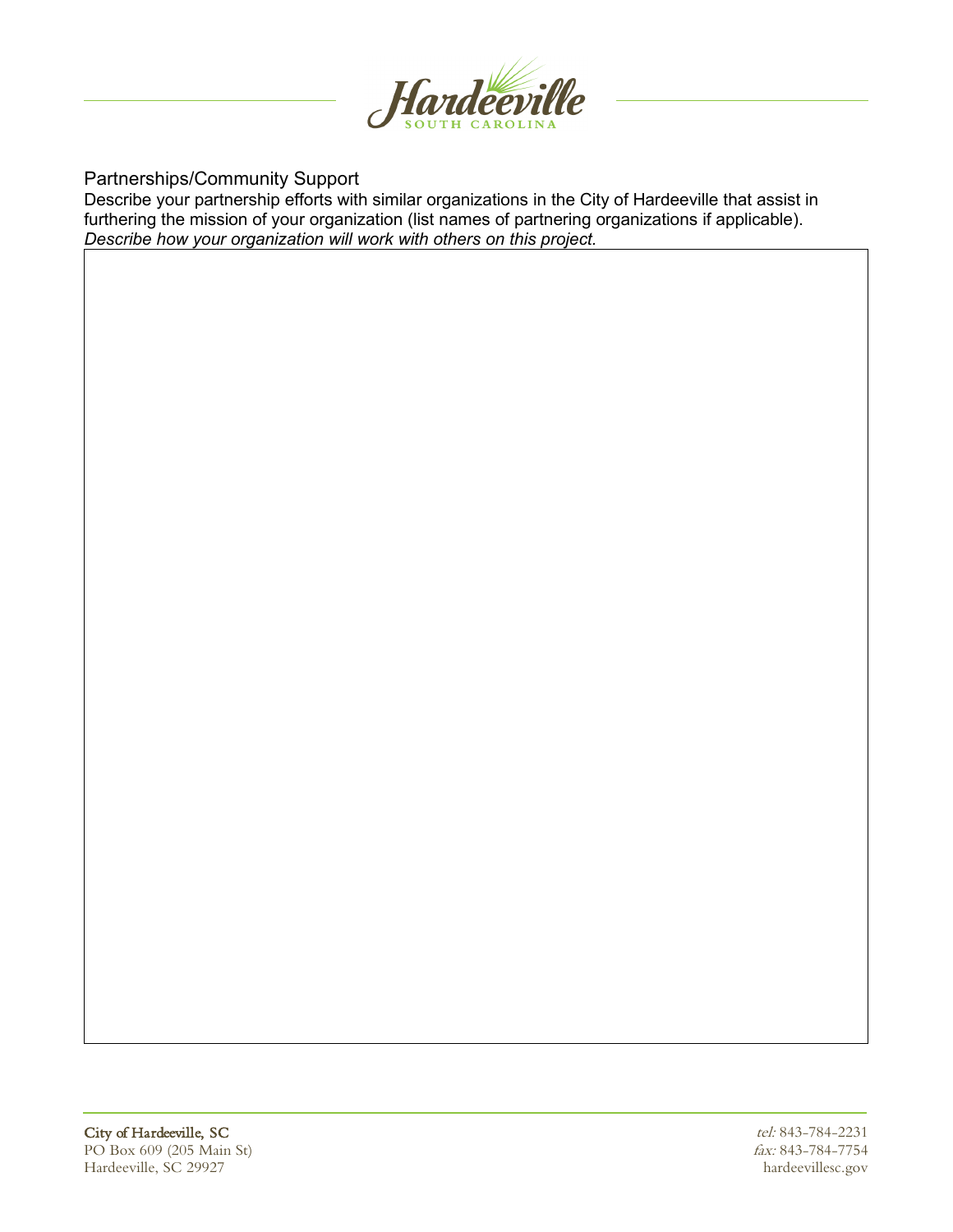Partnerships/Community Support

Describe your partnership efforts with similar organizations in the City of Hardeeville that assist in furthering the mission of your organization (list names of partnering organizations if applicable). *Describe how your organization will work with others on this project.*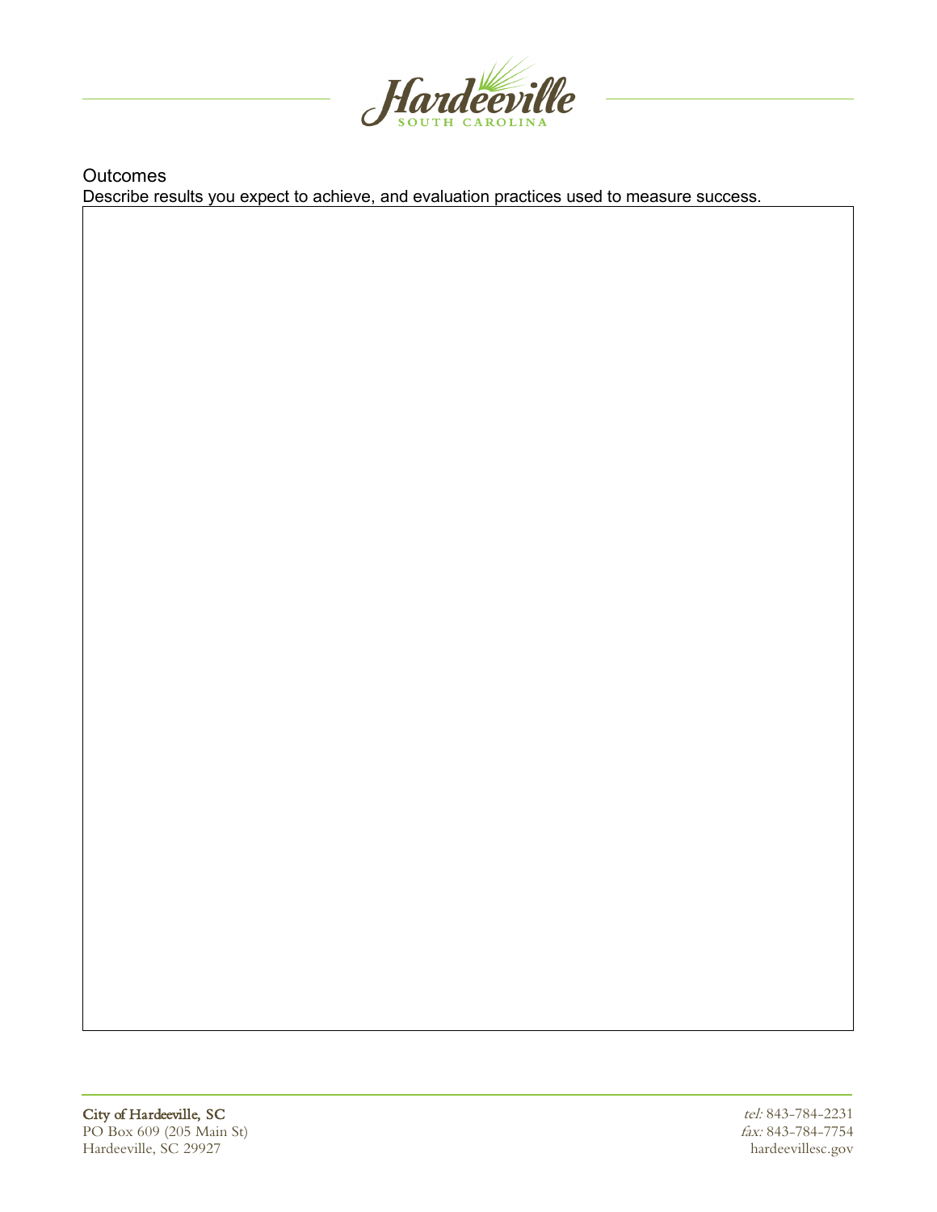Outcomes

Describe results you expect to achieve, and evaluation practices used to measure success.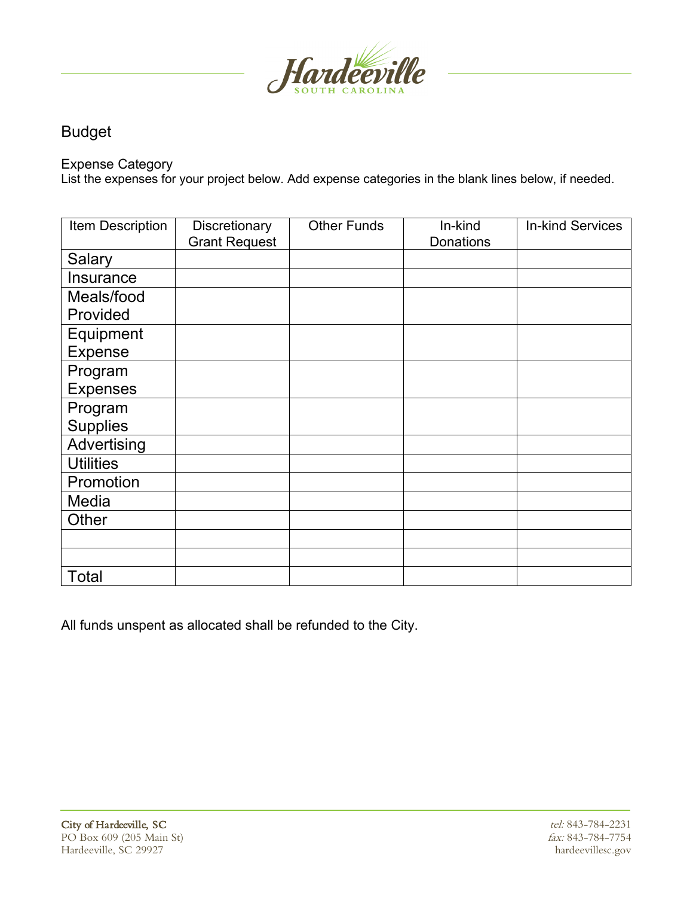## Budget

Expense Category
List the expenses for your project below. Add expense categories in the blank lines below, if needed.

| Item Description | Discretionary Grant Request | Other Funds | In-kind Donations | In-kind Services |
| --- | --- | --- | --- | --- |
| Salary | | | | |
| Insurance | | | | |
| Meals/food Provided | | | | |
| Equipment Expense | | | | |
| Program Expenses | | | | |
| Program Supplies | | | | |
| Advertising | | | | |
| Utilities | | | | |
| Promotion | | | | |
| Media | | | | |
| Other | | | | |
| | | | | |
| | | | | |
| Total | | | | |

All funds unspent as allocated shall be refunded to the City.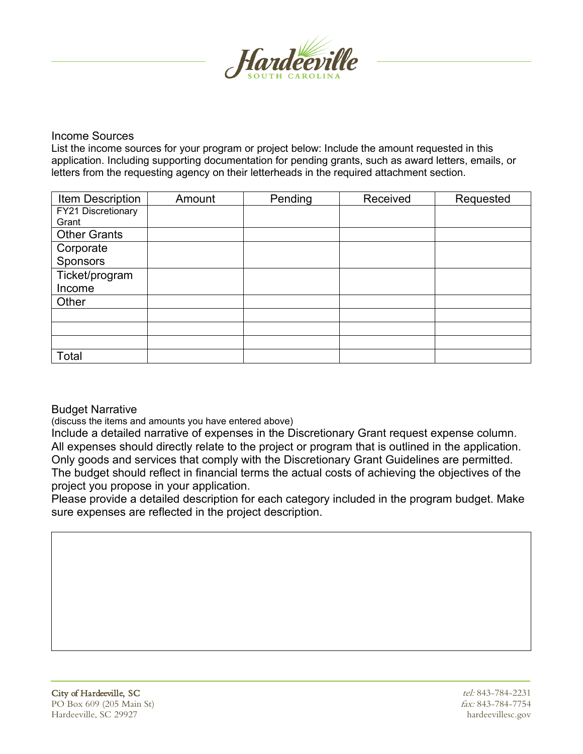## Income Sources

List the income sources for your program or project below: Include the amount requested in this application. Including supporting documentation for pending grants, such as award letters, emails, or letters from the requesting agency on their letterheads in the required attachment section.

| Item Description | Amount | Pending | Received | Requested |
|---|---|---|---|---|
| FY21 Discretionary Grant | | | | |
| Other Grants | | | | |
| Corporate Sponsors | | | | |
| Ticket/program Income | | | | |
| Other | | | | |
| | | | | |
| | | | | |
| | | | | |
| Total | | | | |

## Budget Narrative

(discuss the items and amounts you have entered above)

Include a detailed narrative of expenses in the Discretionary Grant request expense column. All expenses should directly relate to the project or program that is outlined in the application. Only goods and services that comply with the Discretionary Grant Guidelines are permitted. The budget should reflect in financial terms the actual costs of achieving the objectives of the project you propose in your application.

Please provide a detailed description for each category included in the program budget. Make sure expenses are reflected in the project description.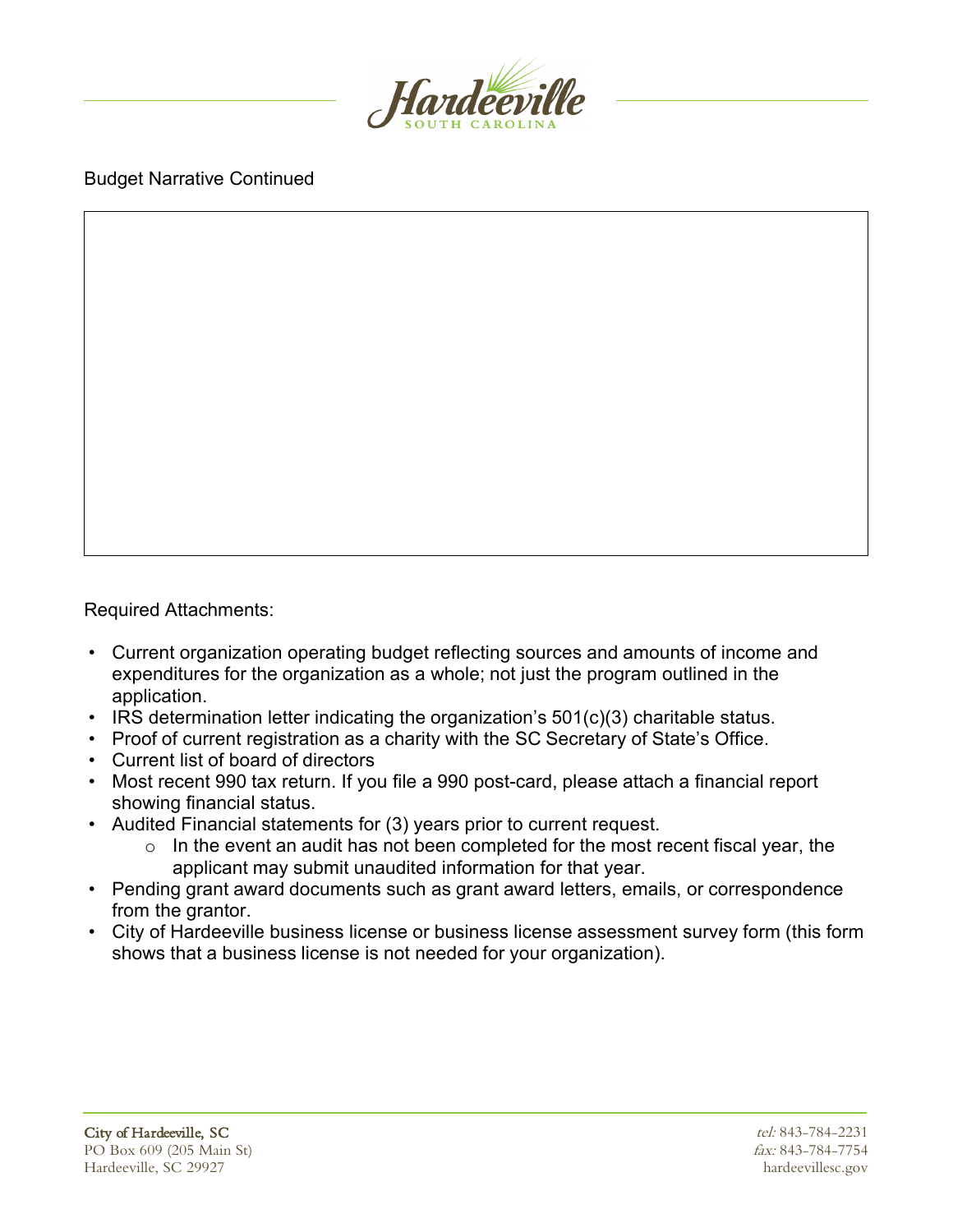Budget Narrative Continued

Required Attachments:

- Current organization operating budget reflecting sources and amounts of income and expenditures for the organization as a whole; not just the program outlined in the application.
- IRS determination letter indicating the organization's 501(c)(3) charitable status.
- Proof of current registration as a charity with the SC Secretary of State's Office.
- Current list of board of directors
- Most recent 990 tax return. If you file a 990 post-card, please attach a financial report showing financial status.
- Audited Financial statements for (3) years prior to current request.
  - In the event an audit has not been completed for the most recent fiscal year, the applicant may submit unaudited information for that year.
- Pending grant award documents such as grant award letters, emails, or correspondence from the grantor.
- City of Hardeeville business license or business license assessment survey form (this form shows that a business license is not needed for your organization).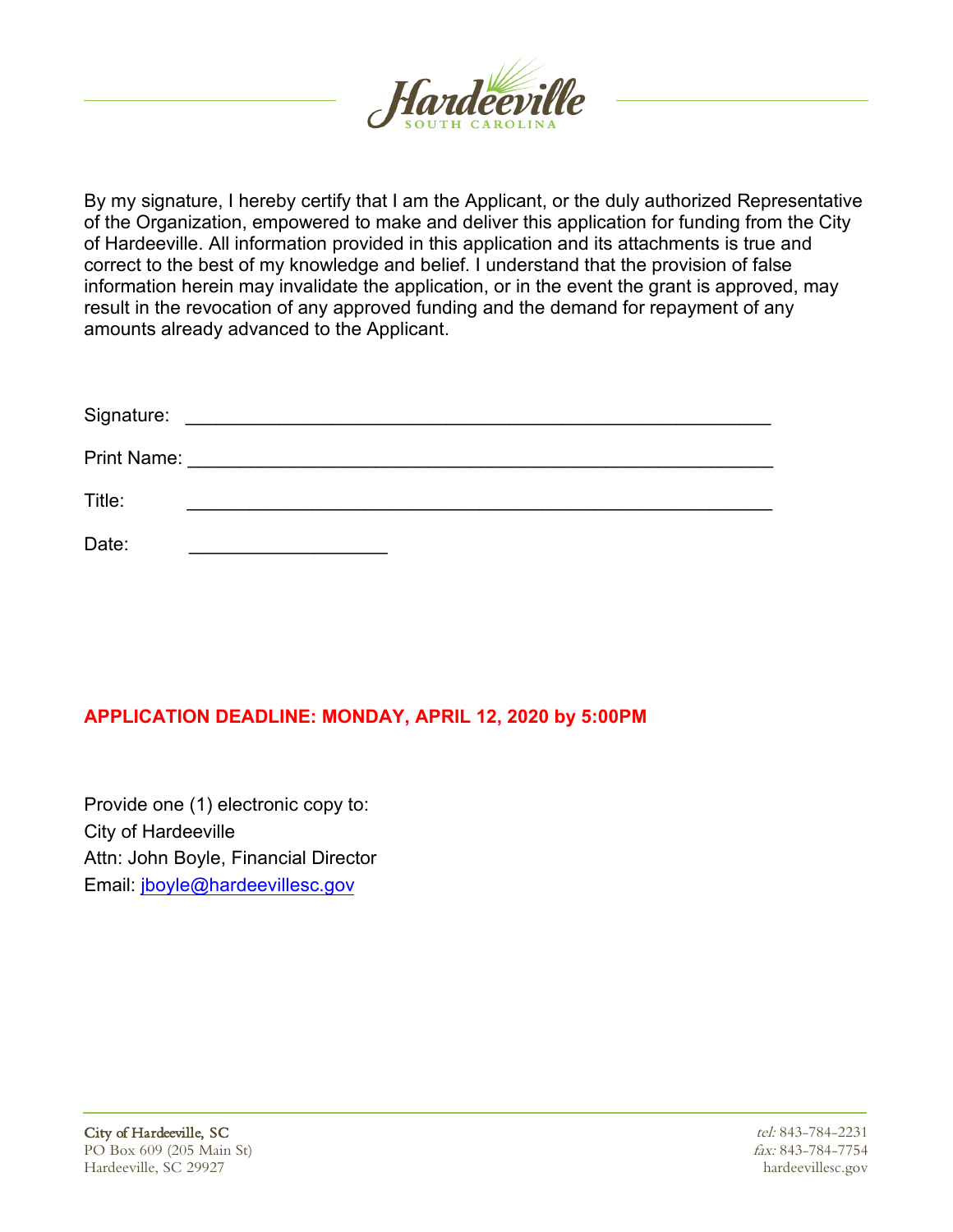By my signature, I hereby certify that I am the Applicant, or the duly authorized Representative of the Organization, empowered to make and deliver this application for funding from the City of Hardeeville. All information provided in this application and its attachments is true and correct to the best of my knowledge and belief. I understand that the provision of false information herein may invalidate the application, or in the event the grant is approved, may result in the revocation of any approved funding and the demand for repayment of any amounts already advanced to the Applicant.

Signature: \_\_\_\_\_\_\_\_\_\_\_\_\_\_\_\_\_\_\_\_\_\_\_\_\_\_\_\_\_\_\_\_\_\_\_\_\_\_\_\_\_\_\_\_\_\_\_\_\_\_\_\_\_\_\_\_

Print Name: \_\_\_\_\_\_\_\_\_\_\_\_\_\_\_\_\_\_\_\_\_\_\_\_\_\_\_\_\_\_\_\_\_\_\_\_\_\_\_\_\_\_\_\_\_\_\_\_\_\_\_\_\_\_\_\_

Title: \_\_\_\_\_\_\_\_\_\_\_\_\_\_\_\_\_\_\_\_\_\_\_\_\_\_\_\_\_\_\_\_\_\_\_\_\_\_\_\_\_\_\_\_\_\_\_\_\_\_\_\_\_\_\_\_

Date: \_\_\_\_\_\_\_\_\_\_\_\_\_\_\_\_\_\_\_\_

**APPLICATION DEADLINE: MONDAY, APRIL 12, 2020 by 5:00PM**

Provide one (1) electronic copy to:
City of Hardeeville
Attn: John Boyle, Financial Director
Email: jboyle@hardeevillesc.gov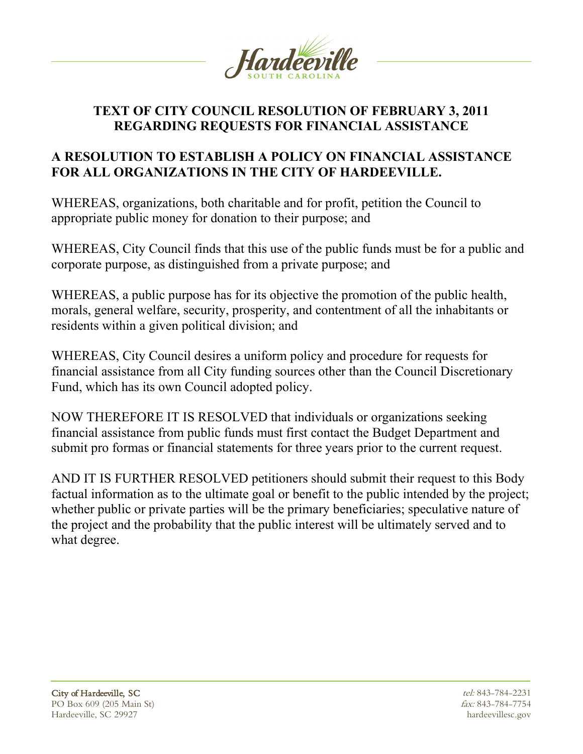## TEXT OF CITY COUNCIL RESOLUTION OF FEBRUARY 3, 2011 REGARDING REQUESTS FOR FINANCIAL ASSISTANCE

### A RESOLUTION TO ESTABLISH A POLICY ON FINANCIAL ASSISTANCE FOR ALL ORGANIZATIONS IN THE CITY OF HARDEEVILLE.

WHEREAS, organizations, both charitable and for profit, petition the Council to appropriate public money for donation to their purpose; and

WHEREAS, City Council finds that this use of the public funds must be for a public and corporate purpose, as distinguished from a private purpose; and

WHEREAS, a public purpose has for its objective the promotion of the public health, morals, general welfare, security, prosperity, and contentment of all the inhabitants or residents within a given political division; and

WHEREAS, City Council desires a uniform policy and procedure for requests for financial assistance from all City funding sources other than the Council Discretionary Fund, which has its own Council adopted policy.

NOW THEREFORE IT IS RESOLVED that individuals or organizations seeking financial assistance from public funds must first contact the Budget Department and submit pro formas or financial statements for three years prior to the current request.

AND IT IS FURTHER RESOLVED petitioners should submit their request to this Body factual information as to the ultimate goal or benefit to the public intended by the project; whether public or private parties will be the primary beneficiaries; speculative nature of the project and the probability that the public interest will be ultimately served and to what degree.